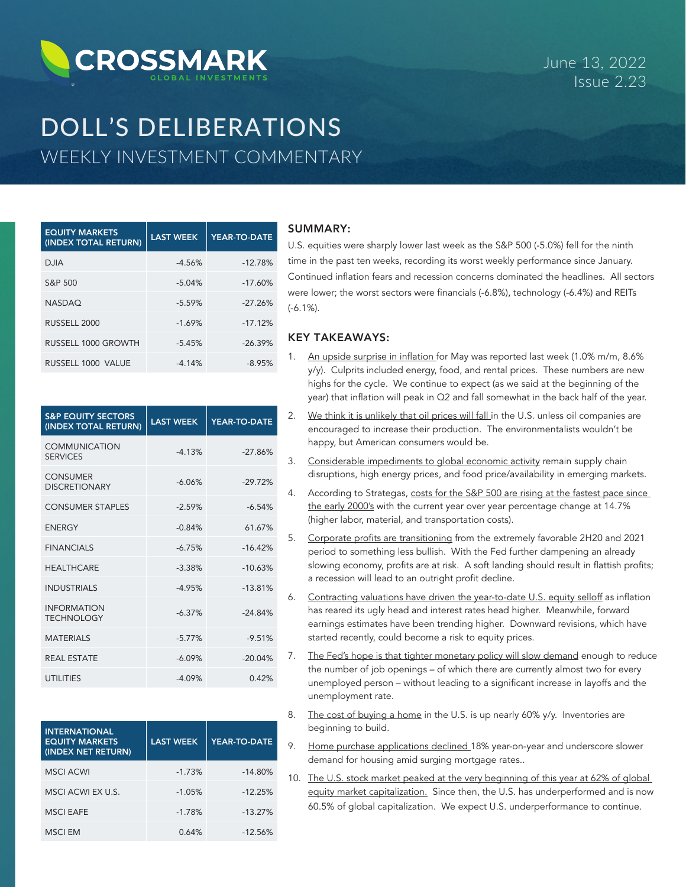CROSSMARK GLOBAL INVESTMENTS

June 13, 2022
Issue 2.23

# DOLL'S DELIBERATIONS
## WEEKLY INVESTMENT COMMENTARY

| EQUITY MARKETS (INDEX TOTAL RETURN) | LAST WEEK | YEAR-TO-DATE |
|---|---|---|
| DJIA | -4.56% | -12.78% |
| S&P 500 | -5.04% | -17.60% |
| NASDAQ | -5.59% | -27.26% |
| RUSSELL 2000 | -1.69% | -17.12% |
| RUSSELL 1000 GROWTH | -5.45% | -26.39% |
| RUSSELL 1000 VALUE | -4.14% | -8.95% |

| S&P EQUITY SECTORS (INDEX TOTAL RETURN) | LAST WEEK | YEAR-TO-DATE |
|---|---|---|
| COMMUNICATION SERVICES | -4.13% | -27.86% |
| CONSUMER DISCRETIONARY | -6.06% | -29.72% |
| CONSUMER STAPLES | -2.59% | -6.54% |
| ENERGY | -0.84% | 61.67% |
| FINANCIALS | -6.75% | -16.42% |
| HEALTHCARE | -3.38% | -10.63% |
| INDUSTRIALS | -4.95% | -13.81% |
| INFORMATION TECHNOLOGY | -6.37% | -24.84% |
| MATERIALS | -5.77% | -9.51% |
| REAL ESTATE | -6.09% | -20.04% |
| UTILITIES | -4.09% | 0.42% |

| INTERNATIONAL EQUITY MARKETS (INDEX NET RETURN) | LAST WEEK | YEAR-TO-DATE |
|---|---|---|
| MSCI ACWI | -1.73% | -14.80% |
| MSCI ACWI EX U.S. | -1.05% | -12.25% |
| MSCI EAFE | -1.78% | -13.27% |
| MSCI EM | 0.64% | -12.56% |

### SUMMARY:

U.S. equities were sharply lower last week as the S&P 500 (-5.0%) fell for the ninth time in the past ten weeks, recording its worst weekly performance since January. Continued inflation fears and recession concerns dominated the headlines. All sectors were lower; the worst sectors were financials (-6.8%), technology (-6.4%) and REITs (-6.1%).

### KEY TAKEAWAYS:

1. An upside surprise in inflation for May was reported last week (1.0% m/m, 8.6% y/y). Culprits included energy, food, and rental prices. These numbers are new highs for the cycle. We continue to expect (as we said at the beginning of the year) that inflation will peak in Q2 and fall somewhat in the back half of the year.
2. We think it is unlikely that oil prices will fall in the U.S. unless oil companies are encouraged to increase their production. The environmentalists wouldn't be happy, but American consumers would be.
3. Considerable impediments to global economic activity remain supply chain disruptions, high energy prices, and food price/availability in emerging markets.
4. According to Strategas, costs for the S&P 500 are rising at the fastest pace since the early 2000's with the current year over year percentage change at 14.7% (higher labor, material, and transportation costs).
5. Corporate profits are transitioning from the extremely favorable 2H20 and 2021 period to something less bullish. With the Fed further dampening an already slowing economy, profits are at risk. A soft landing should result in flattish profits; a recession will lead to an outright profit decline.
6. Contracting valuations have driven the year-to-date U.S. equity selloff as inflation has reared its ugly head and interest rates head higher. Meanwhile, forward earnings estimates have been trending higher. Downward revisions, which have started recently, could become a risk to equity prices.
7. The Fed's hope is that tighter monetary policy will slow demand enough to reduce the number of job openings – of which there are currently almost two for every unemployed person – without leading to a significant increase in layoffs and the unemployment rate.
8. The cost of buying a home in the U.S. is up nearly 60% y/y. Inventories are beginning to build.
9. Home purchase applications declined 18% year-on-year and underscore slower demand for housing amid surging mortgage rates..
10. The U.S. stock market peaked at the very beginning of this year at 62% of global equity market capitalization. Since then, the U.S. has underperformed and is now 60.5% of global capitalization. We expect U.S. underperformance to continue.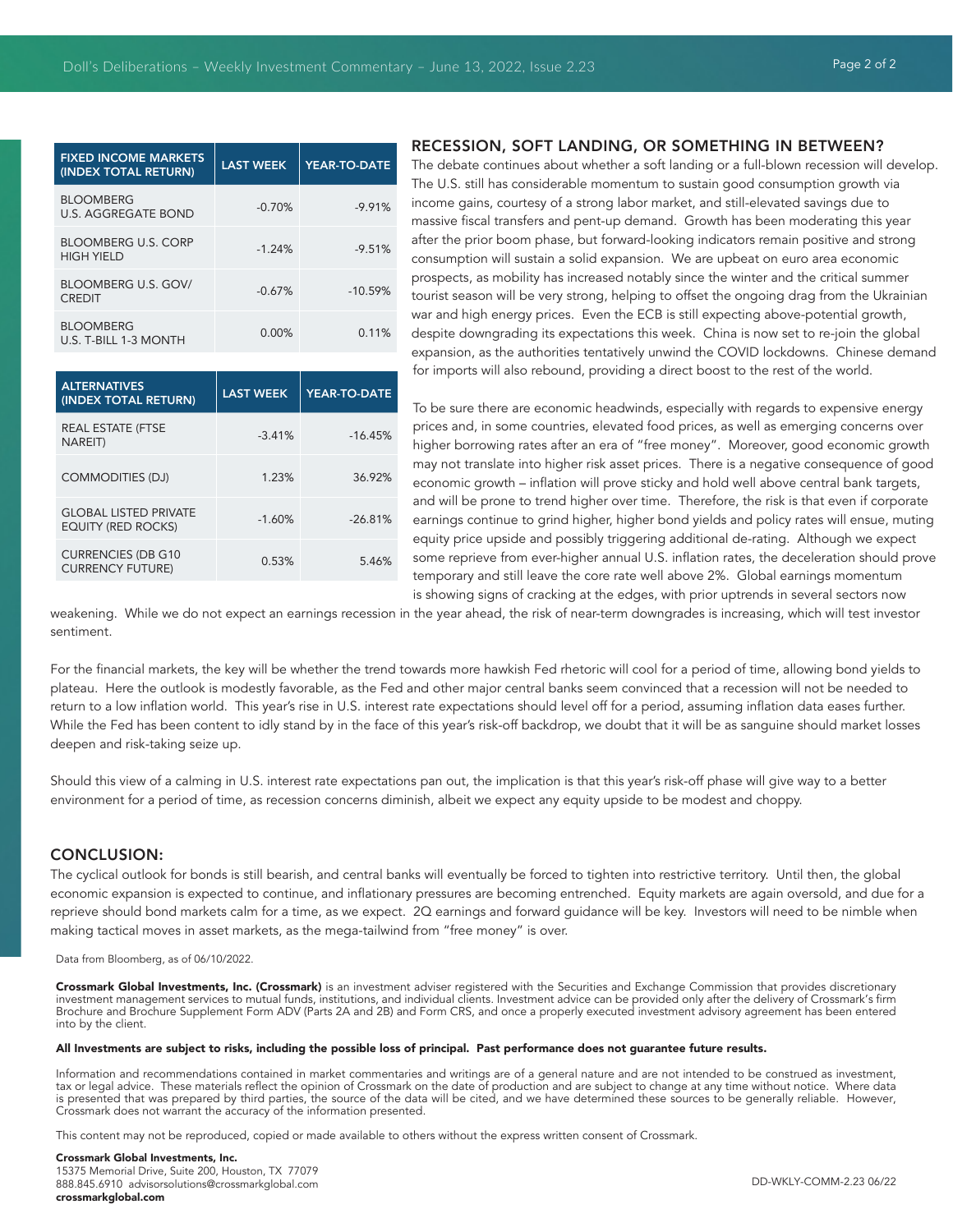| FIXED INCOME MARKETS (INDEX TOTAL RETURN) | LAST WEEK | YEAR-TO-DATE |
|---|---|---|
| BLOOMBERG U.S. AGGREGATE BOND | -0.70% | -9.91% |
| BLOOMBERG U.S. CORP HIGH YIELD | -1.24% | -9.51% |
| BLOOMBERG U.S. GOV/ CREDIT | -0.67% | -10.59% |
| BLOOMBERG U.S. T-BILL 1-3 MONTH | 0.00% | 0.11% |

| ALTERNATIVES (INDEX TOTAL RETURN) | LAST WEEK | YEAR-TO-DATE |
|---|---|---|
| REAL ESTATE (FTSE NAREIT) | -3.41% | -16.45% |
| COMMODITIES (DJ) | 1.23% | 36.92% |
| GLOBAL LISTED PRIVATE EQUITY (RED ROCKS) | -1.60% | -26.81% |
| CURRENCIES (DB G10 CURRENCY FUTURE) | 0.53% | 5.46% |

## RECESSION, SOFT LANDING, OR SOMETHING IN BETWEEN?

The debate continues about whether a soft landing or a full-blown recession will develop. The U.S. still has considerable momentum to sustain good consumption growth via income gains, courtesy of a strong labor market, and still-elevated savings due to massive fiscal transfers and pent-up demand. Growth has been moderating this year after the prior boom phase, but forward-looking indicators remain positive and strong consumption will sustain a solid expansion. We are upbeat on euro area economic prospects, as mobility has increased notably since the winter and the critical summer tourist season will be very strong, helping to offset the ongoing drag from the Ukrainian war and high energy prices. Even the ECB is still expecting above-potential growth, despite downgrading its expectations this week. China is now set to re-join the global expansion, as the authorities tentatively unwind the COVID lockdowns. Chinese demand for imports will also rebound, providing a direct boost to the rest of the world.

To be sure there are economic headwinds, especially with regards to expensive energy prices and, in some countries, elevated food prices, as well as emerging concerns over higher borrowing rates after an era of "free money". Moreover, good economic growth may not translate into higher risk asset prices. There is a negative consequence of good economic growth – inflation will prove sticky and hold well above central bank targets, and will be prone to trend higher over time. Therefore, the risk is that even if corporate earnings continue to grind higher, higher bond yields and policy rates will ensue, muting equity price upside and possibly triggering additional de-rating. Although we expect some reprieve from ever-higher annual U.S. inflation rates, the deceleration should prove temporary and still leave the core rate well above 2%. Global earnings momentum is showing signs of cracking at the edges, with prior uptrends in several sectors now weakening. While we do not expect an earnings recession in the year ahead, the risk of near-term downgrades is increasing, which will test investor sentiment.

For the financial markets, the key will be whether the trend towards more hawkish Fed rhetoric will cool for a period of time, allowing bond yields to plateau. Here the outlook is modestly favorable, as the Fed and other major central banks seem convinced that a recession will not be needed to return to a low inflation world. This year's rise in U.S. interest rate expectations should level off for a period, assuming inflation data eases further. While the Fed has been content to idly stand by in the face of this year's risk-off backdrop, we doubt that it will be as sanguine should market losses deepen and risk-taking seize up.

Should this view of a calming in U.S. interest rate expectations pan out, the implication is that this year's risk-off phase will give way to a better environment for a period of time, as recession concerns diminish, albeit we expect any equity upside to be modest and choppy.

## CONCLUSION:

The cyclical outlook for bonds is still bearish, and central banks will eventually be forced to tighten into restrictive territory. Until then, the global economic expansion is expected to continue, and inflationary pressures are becoming entrenched. Equity markets are again oversold, and due for a reprieve should bond markets calm for a time, as we expect. 2Q earnings and forward guidance will be key. Investors will need to be nimble when making tactical moves in asset markets, as the mega-tailwind from "free money" is over.

Data from Bloomberg, as of 06/10/2022.

**Crossmark Global Investments, Inc. (Crossmark)** is an investment adviser registered with the Securities and Exchange Commission that provides discretionary investment management services to mutual funds, institutions, and individual clients. Investment advice can be provided only after the delivery of Crossmark's firm Brochure and Brochure Supplement Form ADV (Parts 2A and 2B) and Form CRS, and once a properly executed investment advisory agreement has been entered into by the client.

**All Investments are subject to risks, including the possible loss of principal. Past performance does not guarantee future results.**

Information and recommendations contained in market commentaries and writings are of a general nature and are not intended to be construed as investment, tax or legal advice. These materials reflect the opinion of Crossmark on the date of production and are subject to change at any time without notice. Where data is presented that was prepared by third parties, the source of the data will be cited, and we have determined these sources to be generally reliable. However, Crossmark does not warrant the accuracy of the information presented.

This content may not be reproduced, copied or made available to others without the express written consent of Crossmark.

**Crossmark Global Investments, Inc.**
15375 Memorial Drive, Suite 200, Houston, TX 77079
888.845.6910 advisorsolutions@crossmarkglobal.com
**crossmarkglobal.com**

DD-WKLY-COMM-2.23 06/22